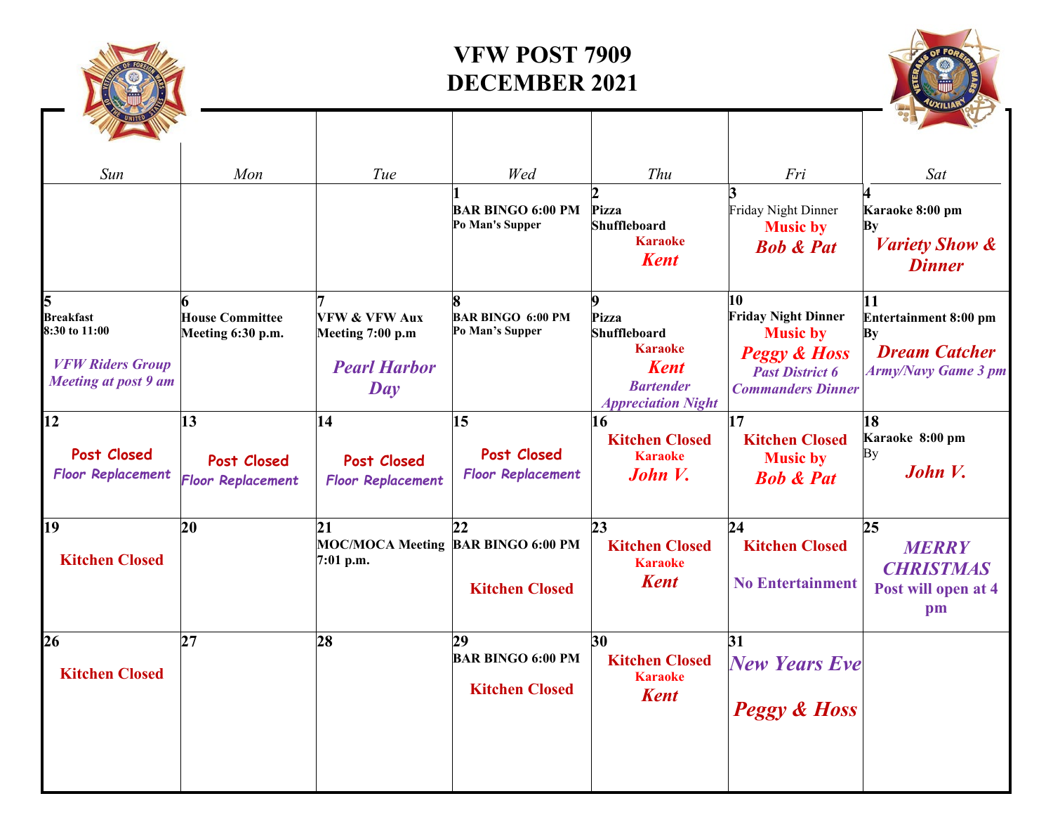# VFW POST 7909
# DECEMBER 2021

| Sun | Mon | Tue | Wed | Thu | Fri | Sat |
|---|---|---|---|---|---|---|
| | | | **1** **BAR BINGO 6:00 PM** **Po Man's Supper** | **2** **Pizza** **Shuffleboard** **Karaoke** ***Kent*** | **3** Friday Night Dinner **Music by** ***Bob & Pat*** | **4** **Karaoke 8:00 pm** **By** ***Variety Show & Dinner*** |
| **5** **Breakfast** **8:30 to 11:00** ***VFW Riders Group Meeting at post 9 am*** | **6** **House Committee Meeting 6:30 p.m.** | **7** **VFW & VFW Aux Meeting 7:00 p.m** ***Pearl Harbor Day*** | **8** **BAR BINGO 6:00 PM** **Po Man's Supper** | **9** **Pizza** **Shuffleboard** **Karaoke** ***Kent*** ***Bartender Appreciation Night*** | **10** **Friday Night Dinner** **Music by** ***Peggy & Hoss*** ***Past District 6 Commanders Dinner*** | **11** **Entertainment 8:00 pm** **By** ***Dream Catcher*** ***Army/Navy Game 3 pm*** |
| **12** **Post Closed** *Floor Replacement* | **13** **Post Closed** *Floor Replacement* | **14** **Post Closed** *Floor Replacement* | **15** **Post Closed** *Floor Replacement* | **16** **Kitchen Closed** **Karaoke** ***John V.*** | **17** **Kitchen Closed** **Music by** ***Bob & Pat*** | **18** **Karaoke 8:00 pm** By ***John V.*** |
| **19** **Kitchen Closed** | **20** | **21** **MOC/MOCA Meeting 7:01 p.m.** | **22** **BAR BINGO 6:00 PM** **Kitchen Closed** | **23** **Kitchen Closed** **Karaoke** ***Kent*** | **24** **Kitchen Closed** **No Entertainment** | **25** ***MERRY CHRISTMAS*** **Post will open at 4 pm** |
| **26** **Kitchen Closed** | **27** | **28** | **29** **BAR BINGO 6:00 PM** **Kitchen Closed** | **30** **Kitchen Closed** **Karaoke** ***Kent*** | **31** ***New Years Eve*** ***Peggy & Hoss*** | |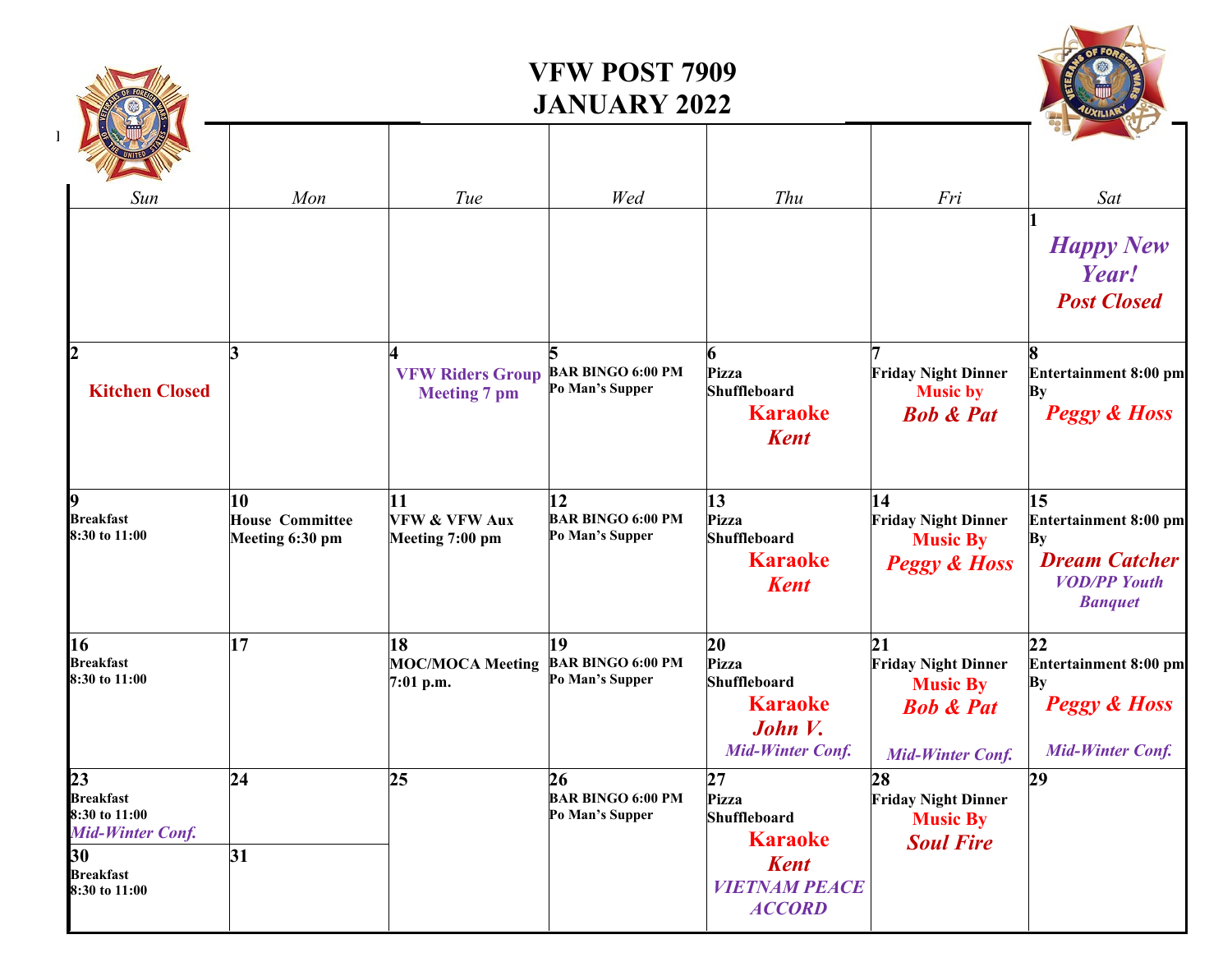# VFW POST 7909
# JANUARY 2022

| Sun | Mon | Tue | Wed | Thu | Fri | Sat |
|---|---|---|---|---|---|---|
| | | | | | | **1** *Happy New Year!* *Post Closed* |
| **2** Kitchen Closed | **3** | **4** VFW Riders Group Meeting 7 pm | **5** BAR BINGO 6:00 PM Po Man's Supper | **6** Pizza Shuffleboard Karaoke *Kent* | **7** Friday Night Dinner Music by *Bob & Pat* | **8** Entertainment 8:00 pm By *Peggy & Hoss* |
| **9** Breakfast 8:30 to 11:00 | **10** House Committee Meeting 6:30 pm | **11** VFW & VFW Aux Meeting 7:00 pm | **12** BAR BINGO 6:00 PM Po Man's Supper | **13** Pizza Shuffleboard Karaoke *Kent* | **14** Friday Night Dinner Music By *Peggy & Hoss* | **15** Entertainment 8:00 pm By *Dream Catcher* *VOD/PP Youth Banquet* |
| **16** Breakfast 8:30 to 11:00 | **17** | **18** MOC/MOCA Meeting 7:01 p.m. | **19** BAR BINGO 6:00 PM Po Man's Supper | **20** Pizza Shuffleboard Karaoke *John V.* *Mid-Winter Conf.* | **21** Friday Night Dinner Music By *Bob & Pat* *Mid-Winter Conf.* | **22** Entertainment 8:00 pm By *Peggy & Hoss* *Mid-Winter Conf.* |
| **23** Breakfast 8:30 to 11:00 *Mid-Winter Conf.* | **24** | **25** | **26** BAR BINGO 6:00 PM Po Man's Supper | **27** Pizza Shuffleboard Karaoke *Kent* *VIETNAM PEACE ACCORD* | **28** Friday Night Dinner Music By *Soul Fire* | **29** |
| **30** Breakfast 8:30 to 11:00 | **31** | | | | | |